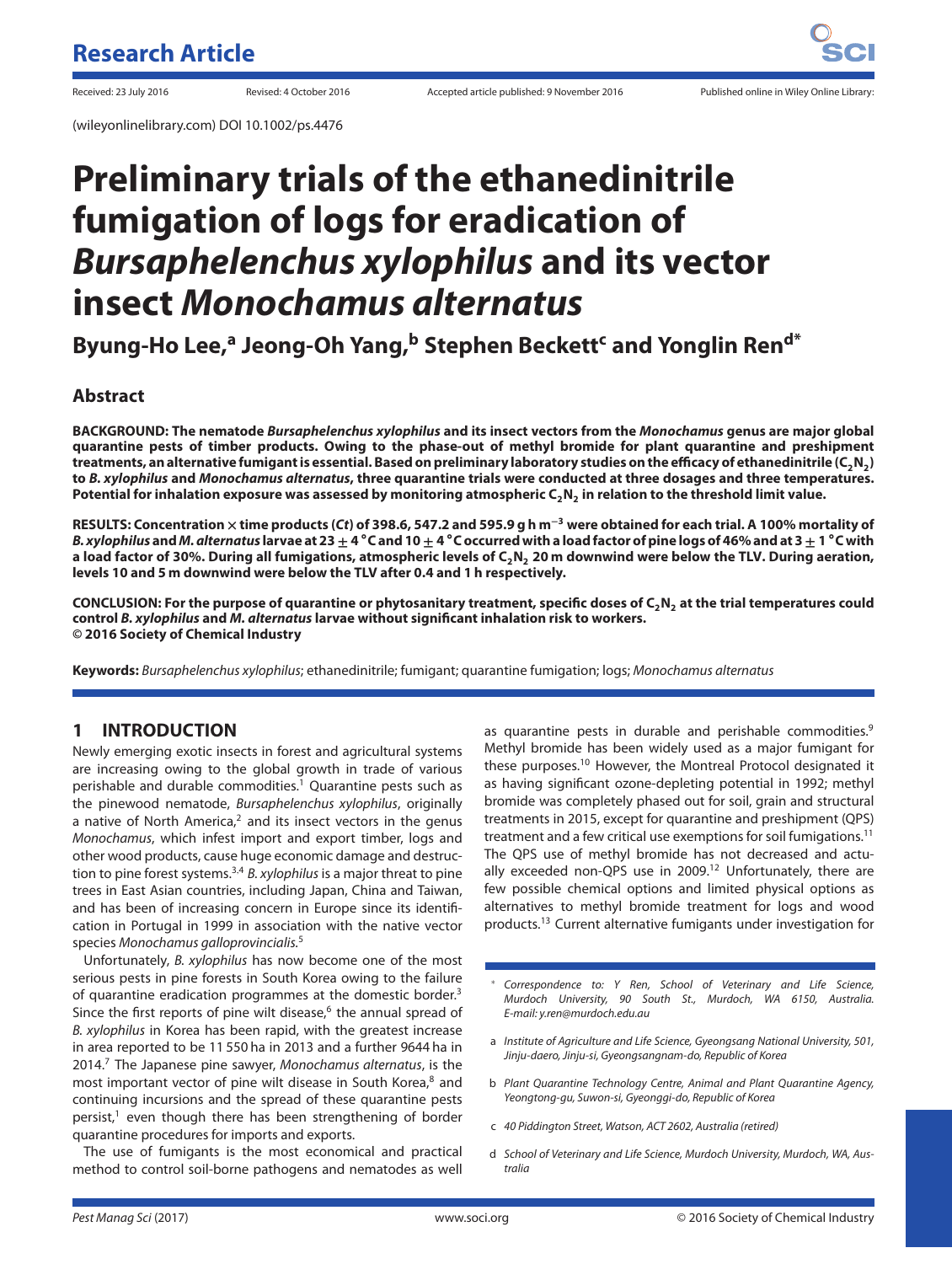Research Article

Received: 23 July 2016 Revised: 4 October 2016 Accepted article published: 9 November 2016 Published online in Wiley Online Library:

(wileyonlinelibrary.com) DOI 10.1002/ps.4476

# Preliminary trials of the ethanedinitrile fumigation of logs for eradication of *Bursaphelenchus xylophilus* and its vector insect *Monochamus alternatus*

**Byung-Ho Lee,[a] Jeong-Oh Yang,[b] Stephen Beckett[c] and Yonglin Ren[d*]**

## Abstract

**BACKGROUND: The nematode *Bursaphelenchus xylophilus* and its insect vectors from the *Monochamus* genus are major global quarantine pests of timber products. Owing to the phase-out of methyl bromide for plant quarantine and preshipment treatments, an alternative fumigant is essential. Based on preliminary laboratory studies on the efficacy of ethanedinitrile ($C_2N_2$) to *B. xylophilus* and *Monochamus alternatus*, three quarantine trials were conducted at three dosages and three temperatures. Potential for inhalation exposure was assessed by monitoring atmospheric $C_2N_2$ in relation to the threshold limit value.**

**RESULTS: Concentration × time products (*Ct*) of 398.6, 547.2 and 595.9 g h m$^{-3}$ were obtained for each trial. A 100% mortality of *B. xylophilus* and *M. alternatus* larvae at 23 ± 4 °C and 10 ± 4 °C occurred with a load factor of pine logs of 46% and at 3 ± 1 °C with a load factor of 30%. During all fumigations, atmospheric levels of $C_2N_2$ 20 m downwind were below the TLV. During aeration, levels 10 and 5 m downwind were below the TLV after 0.4 and 1 h respectively.**

**CONCLUSION: For the purpose of quarantine or phytosanitary treatment, specific doses of $C_2N_2$ at the trial temperatures could control *B. xylophilus* and *M. alternatus* larvae without significant inhalation risk to workers.**
**© 2016 Society of Chemical Industry**

**Keywords:** *Bursaphelenchus xylophilus*; ethanedinitrile; fumigant; quarantine fumigation; logs; *Monochamus alternatus*

## 1 INTRODUCTION

Newly emerging exotic insects in forest and agricultural systems are increasing owing to the global growth in trade of various perishable and durable commodities.[1] Quarantine pests such as the pinewood nematode, *Bursaphelenchus xylophilus*, originally a native of North America,[2] and its insect vectors in the genus *Monochamus*, which infest import and export timber, logs and other wood products, cause huge economic damage and destruction to pine forest systems.[3,4] *B. xylophilus* is a major threat to pine trees in East Asian countries, including Japan, China and Taiwan, and has been of increasing concern in Europe since its identification in Portugal in 1999 in association with the native vector species *Monochamus galloprovincialis*.[5]

Unfortunately, *B. xylophilus* has now become one of the most serious pests in pine forests in South Korea owing to the failure of quarantine eradication programmes at the domestic border.[3] Since the first reports of pine wilt disease,[6] the annual spread of *B. xylophilus* in Korea has been rapid, with the greatest increase in area reported to be 11 550 ha in 2013 and a further 9644 ha in 2014.[7] The Japanese pine sawyer, *Monochamus alternatus*, is the most important vector of pine wilt disease in South Korea,[8] and continuing incursions and the spread of these quarantine pests persist,[1] even though there has been strengthening of border quarantine procedures for imports and exports.

The use of fumigants is the most economical and practical method to control soil-borne pathogens and nematodes as well as quarantine pests in durable and perishable commodities.[9] Methyl bromide has been widely used as a major fumigant for these purposes.[10] However, the Montreal Protocol designated it as having significant ozone-depleting potential in 1992; methyl bromide was completely phased out for soil, grain and structural treatments in 2015, except for quarantine and preshipment (QPS) treatment and a few critical use exemptions for soil fumigations.[11] The QPS use of methyl bromide has not decreased and actually exceeded non-QPS use in 2009.[12] Unfortunately, there are few possible chemical options and limited physical options as alternatives to methyl bromide treatment for logs and wood products.[13] Current alternative fumigants under investigation for

---

\* Correspondence to: Y Ren, School of Veterinary and Life Science, Murdoch University, 90 South St., Murdoch, WA 6150, Australia. E-mail: y.ren@murdoch.edu.au

a Institute of Agriculture and Life Science, Gyeongsang National University, 501, Jinju-daero, Jinju-si, Gyeongsangnam-do, Republic of Korea

b Plant Quarantine Technology Centre, Animal and Plant Quarantine Agency, Yeongtong-gu, Suwon-si, Gyeonggi-do, Republic of Korea

c 40 Piddington Street, Watson, ACT 2602, Australia (retired)

d School of Veterinary and Life Science, Murdoch University, Murdoch, WA, Australia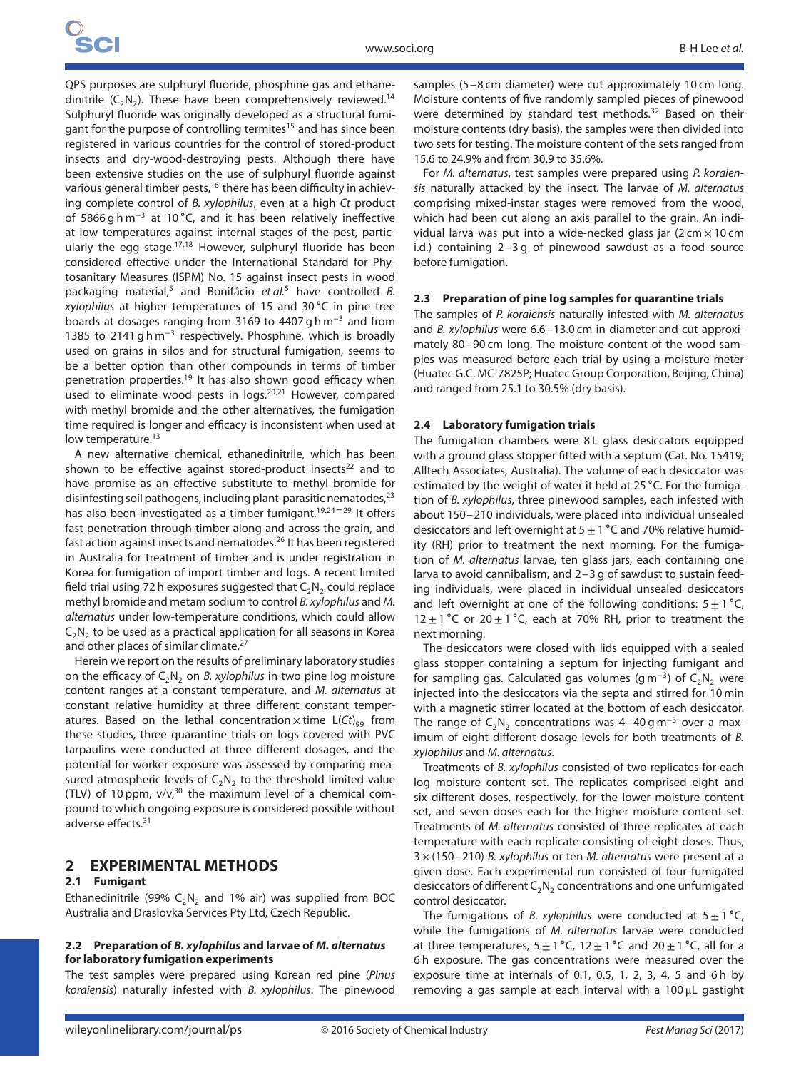QPS purposes are sulphuryl fluoride, phosphine gas and ethanedinitrile ($C_2N_2$). These have been comprehensively reviewed.[14] Sulphuryl fluoride was originally developed as a structural fumigant for the purpose of controlling termites[15] and has since been registered in various countries for the control of stored-product insects and dry-wood-destroying pests. Although there have been extensive studies on the use of sulphuryl fluoride against various general timber pests,[16] there has been difficulty in achieving complete control of *B. xylophilus*, even at a high *Ct* product of 5866 g h m$^{-3}$ at 10 °C, and it has been relatively ineffective at low temperatures against internal stages of the pest, particularly the egg stage.[17,18] However, sulphuryl fluoride has been considered effective under the International Standard for Phytosanitary Measures (ISPM) No. 15 against insect pests in wood packaging material,[5] and Bonifácio *et al.*[5] have controlled *B. xylophilus* at higher temperatures of 15 and 30 °C in pine tree boards at dosages ranging from 3169 to 4407 g h m$^{-3}$ and from 1385 to 2141 g h m$^{-3}$ respectively. Phosphine, which is broadly used on grains in silos and for structural fumigation, seems to be a better option than other compounds in terms of timber penetration properties.[19] It has also shown good efficacy when used to eliminate wood pests in logs.[20,21] However, compared with methyl bromide and the other alternatives, the fumigation time required is longer and efficacy is inconsistent when used at low temperature.[13]

A new alternative chemical, ethanedinitrile, which has been shown to be effective against stored-product insects[22] and to have promise as an effective substitute to methyl bromide for disinfesting soil pathogens, including plant-parasitic nematodes,[23] has also been investigated as a timber fumigant.[19,24–29] It offers fast penetration through timber along and across the grain, and fast action against insects and nematodes.[26] It has been registered in Australia for treatment of timber and is under registration in Korea for fumigation of import timber and logs. A recent limited field trial using 72 h exposures suggested that $C_2N_2$ could replace methyl bromide and metam sodium to control *B. xylophilus* and *M. alternatus* under low-temperature conditions, which could allow $C_2N_2$ to be used as a practical application for all seasons in Korea and other places of similar climate.[27]

Herein we report on the results of preliminary laboratory studies on the efficacy of $C_2N_2$ on *B. xylophilus* in two pine log moisture content ranges at a constant temperature, and *M. alternatus* at constant relative humidity at three different constant temperatures. Based on the lethal concentration × time $L(Ct)_{99}$ from these studies, three quarantine trials on logs covered with PVC tarpaulins were conducted at three different dosages, and the potential for worker exposure was assessed by comparing measured atmospheric levels of $C_2N_2$ to the threshold limited value (TLV) of 10 ppm, v/v,[30] the maximum level of a chemical compound to which ongoing exposure is considered possible without adverse effects.[31]

## 2 EXPERIMENTAL METHODS

### 2.1 Fumigant

Ethanedinitrile (99% $C_2N_2$ and 1% air) was supplied from BOC Australia and Draslovka Services Pty Ltd, Czech Republic.

### 2.2 Preparation of *B. xylophilus* and larvae of *M. alternatus* for laboratory fumigation experiments

The test samples were prepared using Korean red pine (*Pinus koraiensis*) naturally infested with *B. xylophilus*. The pinewood samples (5–8 cm diameter) were cut approximately 10 cm long. Moisture contents of five randomly sampled pieces of pinewood were determined by standard test methods.[32] Based on their moisture contents (dry basis), the samples were then divided into two sets for testing. The moisture content of the sets ranged from 15.6 to 24.9% and from 30.9 to 35.6%.

For *M. alternatus*, test samples were prepared using *P. koraiensis* naturally attacked by the insect. The larvae of *M. alternatus* comprising mixed-instar stages were removed from the wood, which had been cut along an axis parallel to the grain. An individual larva was put into a wide-necked glass jar (2 cm × 10 cm i.d.) containing 2–3 g of pinewood sawdust as a food source before fumigation.

### 2.3 Preparation of pine log samples for quarantine trials

The samples of *P. koraiensis* naturally infested with *M. alternatus* and *B. xylophilus* were 6.6–13.0 cm in diameter and cut approximately 80–90 cm long. The moisture content of the wood samples was measured before each trial by using a moisture meter (Huatec G.C. MC-7825P; Huatec Group Corporation, Beijing, China) and ranged from 25.1 to 30.5% (dry basis).

### 2.4 Laboratory fumigation trials

The fumigation chambers were 8 L glass desiccators equipped with a ground glass stopper fitted with a septum (Cat. No. 15419; Alltech Associates, Australia). The volume of each desiccator was estimated by the weight of water it held at 25 °C. For the fumigation of *B. xylophilus*, three pinewood samples, each infested with about 150–210 individuals, were placed into individual unsealed desiccators and left overnight at 5 ± 1 °C and 70% relative humidity (RH) prior to treatment the next morning. For the fumigation of *M. alternatus* larvae, ten glass jars, each containing one larva to avoid cannibalism, and 2–3 g of sawdust to sustain feeding individuals, were placed in individual unsealed desiccators and left overnight at one of the following conditions: 5 ± 1 °C, 12 ± 1 °C or 20 ± 1 °C, each at 70% RH, prior to treatment the next morning.

The desiccators were closed with lids equipped with a sealed glass stopper containing a septum for injecting fumigant and for sampling gas. Calculated gas volumes (g m$^{-3}$) of $C_2N_2$ were injected into the desiccators via the septa and stirred for 10 min with a magnetic stirrer located at the bottom of each desiccator. The range of $C_2N_2$ concentrations was 4–40 g m$^{-3}$ over a maximum of eight different dosage levels for both treatments of *B. xylophilus* and *M. alternatus*.

Treatments of *B. xylophilus* consisted of two replicates for each log moisture content set. The replicates comprised eight and six different doses, respectively, for the lower moisture content set, and seven doses each for the higher moisture content set. Treatments of *M. alternatus* consisted of three replicates at each temperature with each replicate consisting of eight doses. Thus, 3 × (150–210) *B. xylophilus* or ten *M. alternatus* were present at a given dose. Each experimental run consisted of four fumigated desiccators of different $C_2N_2$ concentrations and one unfumigated control desiccator.

The fumigations of *B. xylophilus* were conducted at 5 ± 1 °C, while the fumigations of *M. alternatus* larvae were conducted at three temperatures, 5 ± 1 °C, 12 ± 1 °C and 20 ± 1 °C, all for a 6 h exposure. The gas concentrations were measured over the exposure time at internals of 0.1, 0.5, 1, 2, 3, 4, 5 and 6 h by removing a gas sample at each interval with a 100 μL gastight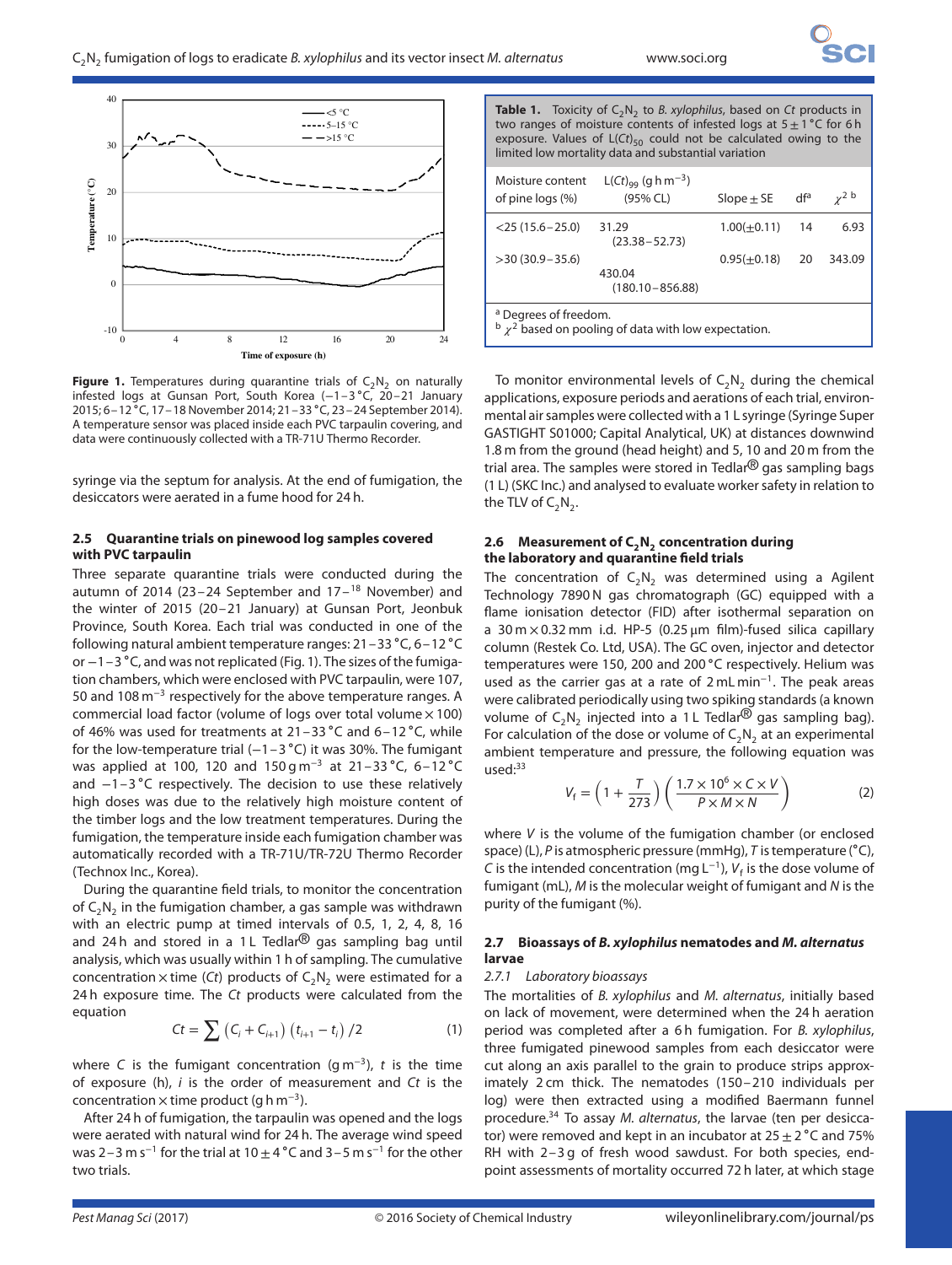**Figure 1.** Temperatures during quarantine trials of $C_2N_2$ on naturally infested logs at Gunsan Port, South Korea (−1–3 °C, 20–21 January 2015; 6–12 °C, 17–18 November 2014; 21–33 °C, 23–24 September 2014). A temperature sensor was placed inside each PVC tarpaulin covering, and data were continuously collected with a TR-71U Thermo Recorder.

syringe via the septum for analysis. At the end of fumigation, the desiccators were aerated in a fume hood for 24 h.

### 2.5 Quarantine trials on pinewood log samples covered with PVC tarpaulin

Three separate quarantine trials were conducted during the autumn of 2014 (23–24 September and 17–18 November) and the winter of 2015 (20–21 January) at Gunsan Port, Jeonbuk Province, South Korea. Each trial was conducted in one of the following natural ambient temperature ranges: 21–33 °C, 6–12 °C or −1–3 °C, and was not replicated (Fig. 1). The sizes of the fumigation chambers, which were enclosed with PVC tarpaulin, were 107, 50 and 108 $m^{-3}$ respectively for the above temperature ranges. A commercial load factor (volume of logs over total volume × 100) of 46% was used for treatments at 21–33 °C and 6–12 °C, while for the low-temperature trial (−1–3 °C) it was 30%. The fumigant was applied at 100, 120 and 150 g $m^{-3}$ at 21–33 °C, 6–12 °C and −1–3 °C respectively. The decision to use these relatively high doses was due to the relatively high moisture content of the timber logs and the low treatment temperatures. During the fumigation, the temperature inside each fumigation chamber was automatically recorded with a TR-71U/TR-72U Thermo Recorder (Technox Inc., Korea).

During the quarantine field trials, to monitor the concentration of $C_2N_2$ in the fumigation chamber, a gas sample was withdrawn with an electric pump at timed intervals of 0.5, 1, 2, 4, 8, 16 and 24 h and stored in a 1 L Tedlar® gas sampling bag until analysis, which was usually within 1 h of sampling. The cumulative concentration × time ($Ct$) products of $C_2N_2$ were estimated for a 24 h exposure time. The $Ct$ products were calculated from the equation

$$Ct = \sum \left(C_i + C_{i+1}\right)\left(t_{i+1} - t_i\right)/2 \tag{1}$$

where $C$ is the fumigant concentration (g $m^{-3}$), $t$ is the time of exposure (h), $i$ is the order of measurement and $Ct$ is the concentration × time product (g h $m^{-3}$).

After 24 h of fumigation, the tarpaulin was opened and the logs were aerated with natural wind for 24 h. The average wind speed was 2–3 m $s^{-1}$ for the trial at 10 ± 4 °C and 3–5 m $s^{-1}$ for the other two trials.

**Table 1.** Toxicity of $C_2N_2$ to *B. xylophilus*, based on $Ct$ products in two ranges of moisture contents of infested logs at 5 ± 1 °C for 6 h exposure. Values of $L(Ct)_{50}$ could not be calculated owing to the limited low mortality data and substantial variation

| Moisture content of pine logs (%) | $L(Ct)_{99}$ (g h $m^{-3}$) (95% CL) | Slope ± SE | df[a] | $\chi^2$ [b] |
|---|---|---|---|---|
| <25 (15.6–25.0) | 31.29 (23.38–52.73) | 1.00(±0.11) | 14 | 6.93 |
| >30 (30.9–35.6) | 430.04 (180.10–856.88) | 0.95(±0.18) | 20 | 343.09 |

[a] Degrees of freedom.
[b] $\chi^2$ based on pooling of data with low expectation.

To monitor environmental levels of $C_2N_2$ during the chemical applications, exposure periods and aerations of each trial, environmental air samples were collected with a 1 L syringe (Syringe Super GASTIGHT S01000; Capital Analytical, UK) at distances downwind 1.8 m from the ground (head height) and 5, 10 and 20 m from the trial area. The samples were stored in Tedlar® gas sampling bags (1 L) (SKC Inc.) and analysed to evaluate worker safety in relation to the TLV of $C_2N_2$.

### 2.6 Measurement of $C_2N_2$ concentration during the laboratory and quarantine field trials

The concentration of $C_2N_2$ was determined using a Agilent Technology 7890 N gas chromatograph (GC) equipped with a flame ionisation detector (FID) after isothermal separation on a 30 m × 0.32 mm i.d. HP-5 (0.25 μm film)-fused silica capillary column (Restek Co. Ltd, USA). The GC oven, injector and detector temperatures were 150, 200 and 200 °C respectively. Helium was used as the carrier gas at a rate of 2 mL $min^{-1}$. The peak areas were calibrated periodically using two spiking standards (a known volume of $C_2N_2$ injected into a 1 L Tedlar® gas sampling bag). For calculation of the dose or volume of $C_2N_2$ at an experimental ambient temperature and pressure, the following equation was used:[33]

$$V_f = \left(1 + \frac{T}{273}\right)\left(\frac{1.7 \times 10^6 \times C \times V}{P \times M \times N}\right) \tag{2}$$

where $V$ is the volume of the fumigation chamber (or enclosed space) (L), $P$ is atmospheric pressure (mmHg), $T$ is temperature (°C), $C$ is the intended concentration (mg $L^{-1}$), $V_f$ is the dose volume of fumigant (mL), $M$ is the molecular weight of fumigant and $N$ is the purity of the fumigant (%).

### 2.7 Bioassays of *B. xylophilus* nematodes and *M. alternatus* larvae

#### 2.7.1 Laboratory bioassays

The mortalities of *B. xylophilus* and *M. alternatus*, initially based on lack of movement, were determined when the 24 h aeration period was completed after a 6 h fumigation. For *B. xylophilus*, three fumigated pinewood samples from each desiccator were cut along an axis parallel to the grain to produce strips approximately 2 cm thick. The nematodes (150–210 individuals per log) were then extracted using a modified Baermann funnel procedure.[34] To assay *M. alternatus*, the larvae (ten per desiccator) were removed and kept in an incubator at 25 ± 2 °C and 75% RH with 2–3 g of fresh wood sawdust. For both species, end-point assessments of mortality occurred 72 h later, at which stage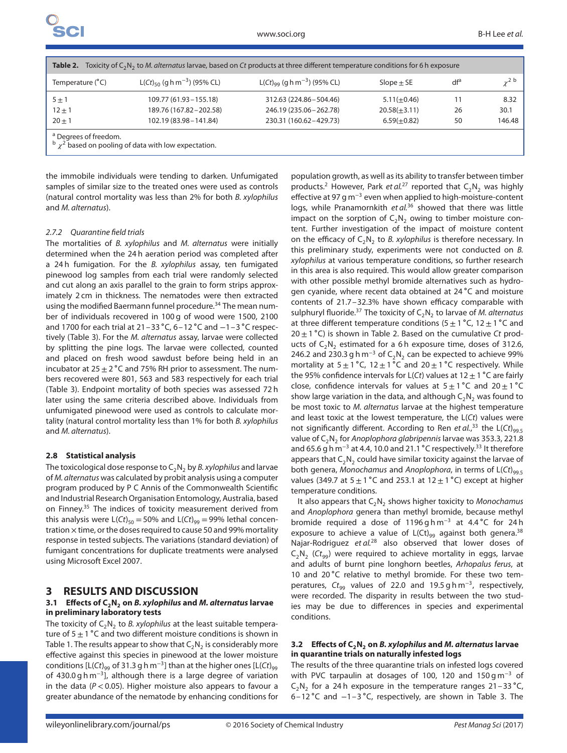**Table 2.** Toxicity of $C_2N_2$ to *M. alternatus* larvae, based on *Ct* products at three different temperature conditions for 6 h exposure

| Temperature (°C) | $L(Ct)_{50}$ (g h m$^{-3}$) (95% CL) | $L(Ct)_{99}$ (g h m$^{-3}$) (95% CL) | Slope ± SE | df[a] | $\chi^2$ [b] |
|---|---|---|---|---|---|
| $5 \pm 1$ | 109.77 (61.93–155.18) | 312.63 (224.86–504.46) | 5.11(±0.46) | 11 | 8.32 |
| $12 \pm 1$ | 189.76 (167.82–202.58) | 246.19 (235.06–262.78) | 20.58(±3.11) | 26 | 30.1 |
| $20 \pm 1$ | 102.19 (83.98–141.84) | 230.31 (160.62–429.73) | 6.59(±0.82) | 50 | 146.48 |

[a] Degrees of freedom.
[b] $\chi^2$ based on pooling of data with low expectation.

the immobile individuals were tending to darken. Unfumigated samples of similar size to the treated ones were used as controls (natural control mortality was less than 2% for both *B. xylophilus* and *M. alternatus*).

#### 2.7.2 Quarantine field trials

The mortalities of *B. xylophilus* and *M. alternatus* were initially determined when the 24 h aeration period was completed after a 24 h fumigation. For the *B. xylophilus* assay, ten fumigated pinewood log samples from each trial were randomly selected and cut along an axis parallel to the grain to form strips approximately 2 cm in thickness. The nematodes were then extracted using the modified Baermann funnel procedure.[34] The mean number of individuals recovered in 100 g of wood were 1500, 2100 and 1700 for each trial at 21–33 °C, 6–12 °C and −1–3 °C respectively (Table 3). For the *M. alternatus* assay, larvae were collected by splitting the pine logs. The larvae were collected, counted and placed on fresh wood sawdust before being held in an incubator at 25 ± 2 °C and 75% RH prior to assessment. The numbers recovered were 801, 563 and 583 respectively for each trial (Table 3). Endpoint mortality of both species was assessed 72 h later using the same criteria described above. Individuals from unfumigated pinewood were used as controls to calculate mortality (natural control mortality less than 1% for both *B. xylophilus* and *M. alternatus*).

### 2.8 Statistical analysis

The toxicological dose response to $C_2N_2$ by *B. xylophilus* and larvae of *M. alternatus* was calculated by probit analysis using a computer program produced by P C Annis of the Commonwealth Scientific and Industrial Research Organisation Entomology, Australia, based on Finney.[35] The indices of toxicity measurement derived from this analysis were $L(Ct)_{50}$ = 50% and $L(Ct)_{99}$ = 99% lethal concentration × time, or the doses required to cause 50 and 99% mortality response in tested subjects. The variations (standard deviation) of fumigant concentrations for duplicate treatments were analysed using Microsoft Excel 2007.

## 3 RESULTS AND DISCUSSION

### 3.1 Effects of $C_2N_2$ on *B. xylophilus* and *M. alternatus* larvae in preliminary laboratory tests

The toxicity of $C_2N_2$ to *B. xylophilus* at the least suitable temperature of 5 ± 1 °C and two different moisture conditions is shown in Table 1. The results appear to show that $C_2N_2$ is considerably more effective against this species in pinewood at the lower moisture conditions [$L(Ct)_{99}$ of 31.3 g h m$^{-3}$] than at the higher ones [$L(Ct)_{99}$ of 430.0 g h m$^{-3}$], although there is a large degree of variation in the data ($P < 0.05$). Higher moisture also appears to favour a greater abundance of the nematode by enhancing conditions for population growth, as well as its ability to transfer between timber products.[2] However, Park *et al.*[27] reported that $C_2N_2$ was highly effective at 97 g m$^{-3}$ even when applied to high-moisture-content logs, while Pranamornkith *et al.*[36] showed that there was little impact on the sorption of $C_2N_2$ owing to timber moisture content. Further investigation of the impact of moisture content on the efficacy of $C_2N_2$ to *B. xylophilus* is therefore necessary. In this preliminary study, experiments were not conducted on *B. xylophilus* at various temperature conditions, so further research in this area is also required. This would allow greater comparison with other possible methyl bromide alternatives such as hydrogen cyanide, where recent data obtained at 24 °C and moisture contents of 21.7–32.3% have shown efficacy comparable with sulphuryl fluoride.[37] The toxicity of $C_2N_2$ to larvae of *M. alternatus* at three different temperature conditions (5 ± 1 °C, 12 ± 1 °C and 20 ± 1 °C) is shown in Table 2. Based on the cumulative *Ct* products of $C_2N_2$ estimated for a 6 h exposure time, doses of 312.6, 246.2 and 230.3 g h m$^{-3}$ of $C_2N_2$ can be expected to achieve 99% mortality at 5 ± 1 °C, 12 ± 1 °C and 20 ± 1 °C respectively. While the 95% confidence intervals for $L(Ct)$ values at 12 ± 1 °C are fairly close, confidence intervals for values at 5 ± 1 °C and 20 ± 1 °C show large variation in the data, and although $C_2N_2$ was found to be most toxic to *M. alternatus* larvae at the highest temperature and least toxic at the lowest temperature, the $L(Ct)$ values were not significantly different. According to Ren *et al.*,[33] the $L(Ct)_{99.5}$ value of $C_2N_2$ for *Anoplophora glabripennis* larvae was 353.3, 221.8 and 65.6 g h m$^{-3}$ at 4.4, 10.0 and 21.1 °C respectively.[33] It therefore appears that $C_2N_2$ could have similar toxicity against the larvae of both genera, *Monochamus* and *Anoplophora*, in terms of $L(Ct)_{99.5}$ values (349.7 at 5 ± 1 °C and 253.1 at 12 ± 1 °C) except at higher temperature conditions.

It also appears that $C_2N_2$ shows higher toxicity to *Monochamus* and *Anoplophora* genera than methyl bromide, because methyl bromide required a dose of 1196 g h m$^{-3}$ at 4.4 °C for 24 h exposure to achieve a value of $L(Ct)_{99}$ against both genera.[38] Najar-Rodriguez *et al.*[28] also observed that lower doses of $C_2N_2$ ($Ct_{99}$) were required to achieve mortality in eggs, larvae and adults of burnt pine longhorn beetles, *Arhopalus ferus*, at 10 and 20 °C relative to methyl bromide. For these two temperatures, $Ct_{99}$ values of 22.0 and 19.5 g h m$^{-3}$, respectively, were recorded. The disparity in results between the two studies may be due to differences in species and experimental conditions.

### 3.2 Effects of $C_2N_2$ on *B. xylophilus* and *M. alternatus* larvae in quarantine trials on naturally infested logs

The results of the three quarantine trials on infested logs covered with PVC tarpaulin at dosages of 100, 120 and 150 g m$^{-3}$ of $C_2N_2$ for a 24 h exposure in the temperature ranges 21–33 °C, 6–12 °C and −1–3 °C, respectively, are shown in Table 3. The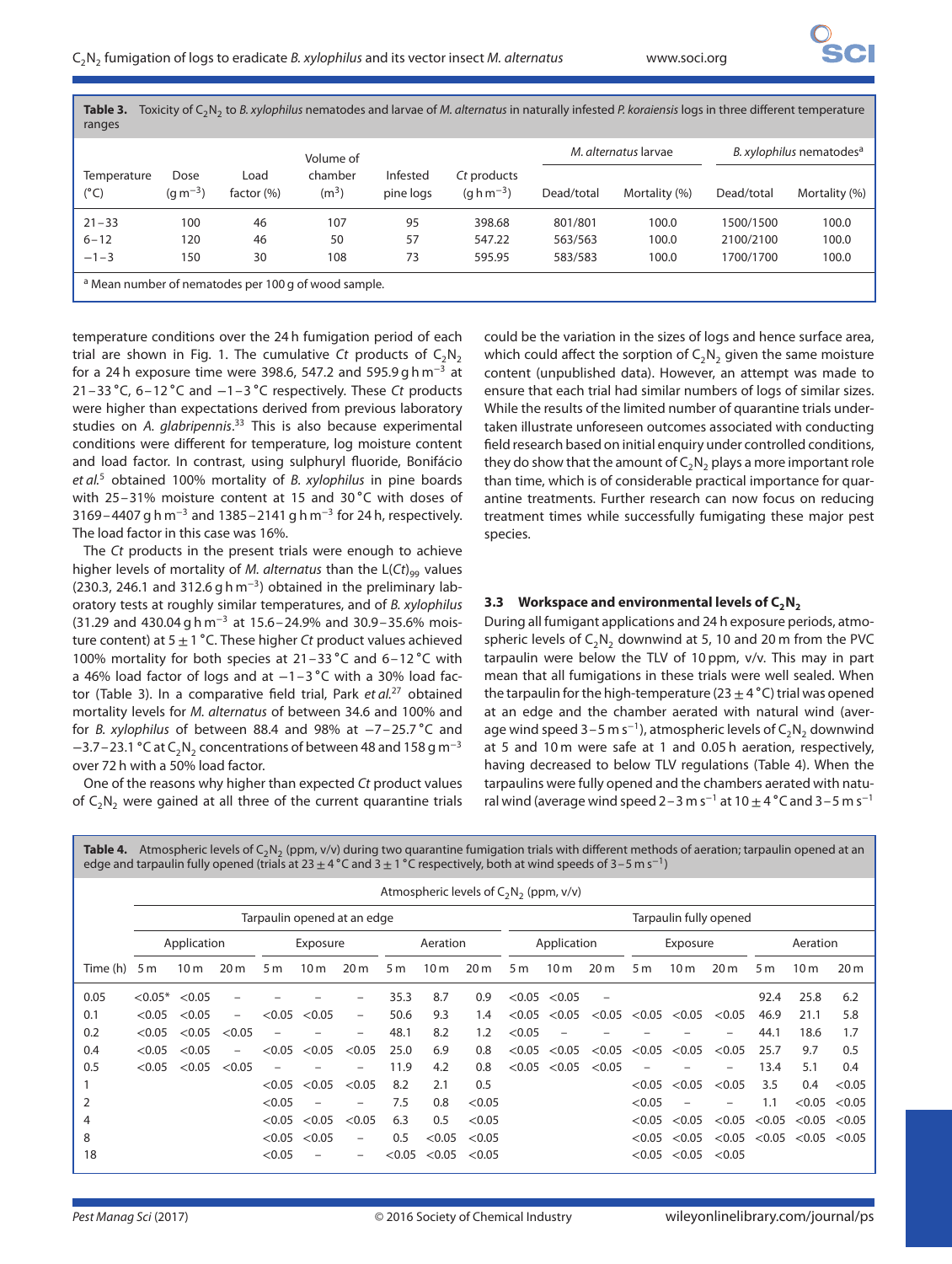**Table 3.** Toxicity of $C_2N_2$ to *B. xylophilus* nematodes and larvae of *M. alternatus* in naturally infested *P. koraiensis* logs in three different temperature ranges

| Temperature (°C) | Dose ($g\ m^{-3}$) | Load factor (%) | Volume of chamber ($m^3$) | Infested pine logs | *Ct* products ($g\ h\ m^{-3}$) | *M. alternatus* larvae | | *B. xylophilus* nematodes[a] | |
|---|---|---|---|---|---|---|---|---|---|
| | | | | | | Dead/total | Mortality (%) | Dead/total | Mortality (%) |
| 21–33 | 100 | 46 | 107 | 95 | 398.68 | 801/801 | 100.0 | 1500/1500 | 100.0 |
| 6–12 | 120 | 46 | 50 | 57 | 547.22 | 563/563 | 100.0 | 2100/2100 | 100.0 |
| −1–3 | 150 | 30 | 108 | 73 | 595.95 | 583/583 | 100.0 | 1700/1700 | 100.0 |

[a] Mean number of nematodes per 100 g of wood sample.

temperature conditions over the 24 h fumigation period of each trial are shown in Fig. 1. The cumulative *Ct* products of $C_2N_2$ for a 24 h exposure time were 398.6, 547.2 and 595.9 $g\ h\ m^{-3}$ at 21–33 °C, 6–12 °C and −1–3 °C respectively. These *Ct* products were higher than expectations derived from previous laboratory studies on *A. glabripennis*.[33] This is also because experimental conditions were different for temperature, log moisture content and load factor. In contrast, using sulphuryl fluoride, Bonifácio *et al.*[5] obtained 100% mortality of *B. xylophilus* in pine boards with 25–31% moisture content at 15 and 30 °C with doses of 3169–4407 $g\ h\ m^{-3}$ and 1385–2141 $g\ h\ m^{-3}$ for 24 h, respectively. The load factor in this case was 16%.

The *Ct* products in the present trials were enough to achieve higher levels of mortality of *M. alternatus* than the $L(Ct)_{99}$ values (230.3, 246.1 and 312.6 $g\ h\ m^{-3}$) obtained in the preliminary laboratory tests at roughly similar temperatures, and of *B. xylophilus* (31.29 and 430.04 $g\ h\ m^{-3}$ at 15.6–24.9% and 30.9–35.6% moisture content) at $5 \pm 1$ °C. These higher *Ct* product values achieved 100% mortality for both species at 21–33 °C and 6–12 °C with a 46% load factor of logs and at −1–3 °C with a 30% load factor (Table 3). In a comparative field trial, Park *et al.*[27] obtained mortality levels for *M. alternatus* of between 34.6 and 100% and for *B. xylophilus* of between 88.4 and 98% at −7–25.7 °C and −3.7–23.1 °C at $C_2N_2$ concentrations of between 48 and 158 $g\ m^{-3}$ over 72 h with a 50% load factor.

One of the reasons why higher than expected *Ct* product values of $C_2N_2$ were gained at all three of the current quarantine trials could be the variation in the sizes of logs and hence surface area, which could affect the sorption of $C_2N_2$ given the same moisture content (unpublished data). However, an attempt was made to ensure that each trial had similar numbers of logs of similar sizes. While the results of the limited number of quarantine trials undertaken illustrate unforeseen outcomes associated with conducting field research based on initial enquiry under controlled conditions, they do show that the amount of $C_2N_2$ plays a more important role than time, which is of considerable practical importance for quarantine treatments. Further research can now focus on reducing treatment times while successfully fumigating these major pest species.

### 3.3 Workspace and environmental levels of $C_2N_2$

During all fumigant applications and 24 h exposure periods, atmospheric levels of $C_2N_2$ downwind at 5, 10 and 20 m from the PVC tarpaulin were below the TLV of 10 ppm, v/v. This may in part mean that all fumigations in these trials were well sealed. When the tarpaulin for the high-temperature ($23 \pm 4$ °C) trial was opened at an edge and the chamber aerated with natural wind (average wind speed 3–5 $m\ s^{-1}$), atmospheric levels of $C_2N_2$ downwind at 5 and 10 m were safe at 1 and 0.05 h aeration, respectively, having decreased to below TLV regulations (Table 4). When the tarpaulins were fully opened and the chambers aerated with natural wind (average wind speed 2–3 $m\ s^{-1}$ at $10 \pm 4$ °C and 3–5 $m\ s^{-1}$

**Table 4.** Atmospheric levels of $C_2N_2$ (ppm, v/v) during two quarantine fumigation trials with different methods of aeration; tarpaulin opened at an edge and tarpaulin fully opened (trials at $23 \pm 4$ °C and $3 \pm 1$ °C respectively, both at wind speeds of 3–5 $m\ s^{-1}$)

| | Atmospheric levels of $C_2N_2$ (ppm, v/v) | | | | | | | | | | | | | | | | | |
|---|---|---|---|---|---|---|---|---|---|---|---|---|---|---|---|---|---|---|
| | Tarpaulin opened at an edge | | | | | | | | | Tarpaulin fully opened | | | | | | | | |
| | Application | | | Exposure | | | Aeration | | | Application | | | Exposure | | | Aeration | | |
| Time (h) | 5 m | 10 m | 20 m | 5 m | 10 m | 20 m | 5 m | 10 m | 20 m | 5 m | 10 m | 20 m | 5 m | 10 m | 20 m | 5 m | 10 m | 20 m |
| 0.05 | <0.05* | <0.05 | – | – | – | – | 35.3 | 8.7 | 0.9 | <0.05 | <0.05 | – | | | | 92.4 | 25.8 | 6.2 |
| 0.1 | <0.05 | <0.05 | – | <0.05 | <0.05 | – | 50.6 | 9.3 | 1.4 | <0.05 | <0.05 | <0.05 | <0.05 | <0.05 | <0.05 | 46.9 | 21.1 | 5.8 |
| 0.2 | <0.05 | <0.05 | <0.05 | – | – | – | 48.1 | 8.2 | 1.2 | <0.05 | – | – | – | – | – | 44.1 | 18.6 | 1.7 |
| 0.4 | <0.05 | <0.05 | – | <0.05 | <0.05 | <0.05 | 25.0 | 6.9 | 0.8 | <0.05 | <0.05 | <0.05 | <0.05 | <0.05 | <0.05 | 25.7 | 9.7 | 0.5 |
| 0.5 | <0.05 | <0.05 | <0.05 | – | – | – | 11.9 | 4.2 | 0.8 | <0.05 | <0.05 | <0.05 | – | – | – | 13.4 | 5.1 | 0.4 |
| 1 | | | | <0.05 | <0.05 | <0.05 | 8.2 | 2.1 | 0.5 | | | | <0.05 | <0.05 | <0.05 | 3.5 | 0.4 | <0.05 |
| 2 | | | | <0.05 | – | – | 7.5 | 0.8 | <0.05 | | | | <0.05 | – | – | 1.1 | <0.05 | <0.05 |
| 4 | | | | <0.05 | <0.05 | <0.05 | 6.3 | 0.5 | <0.05 | | | | <0.05 | <0.05 | <0.05 | <0.05 | <0.05 | <0.05 |
| 8 | | | | <0.05 | <0.05 | – | 0.5 | <0.05 | <0.05 | | | | <0.05 | <0.05 | <0.05 | <0.05 | <0.05 | <0.05 |
| 18 | | | | <0.05 | – | – | <0.05 | <0.05 | <0.05 | | | | <0.05 | <0.05 | <0.05 | | | |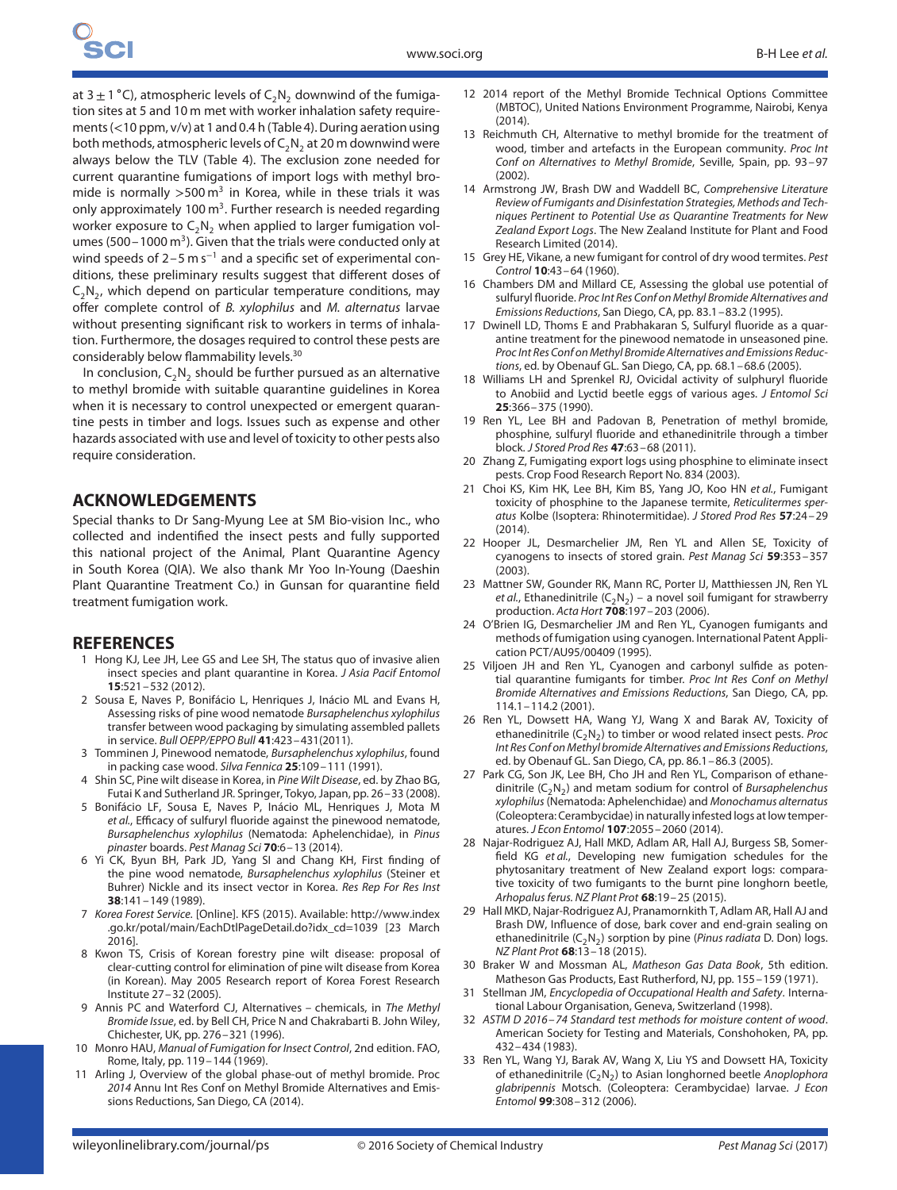at 3 ± 1 °C), atmospheric levels of $C_2N_2$ downwind of the fumigation sites at 5 and 10 m met with worker inhalation safety requirements (<10 ppm, v/v) at 1 and 0.4 h (Table 4). During aeration using both methods, atmospheric levels of $C_2N_2$ at 20 m downwind were always below the TLV (Table 4). The exclusion zone needed for current quarantine fumigations of import logs with methyl bromide is normally >500 $m^3$ in Korea, while in these trials it was only approximately 100 $m^3$. Further research is needed regarding worker exposure to $C_2N_2$ when applied to larger fumigation volumes (500–1000 $m^3$). Given that the trials were conducted only at wind speeds of 2–5 m $s^{-1}$ and a specific set of experimental conditions, these preliminary results suggest that different doses of $C_2N_2$, which depend on particular temperature conditions, may offer complete control of *B. xylophilus* and *M. alternatus* larvae without presenting significant risk to workers in terms of inhalation. Furthermore, the dosages required to control these pests are considerably below flammability levels.[30]

In conclusion, $C_2N_2$ should be further pursued as an alternative to methyl bromide with suitable quarantine guidelines in Korea when it is necessary to control unexpected or emergent quarantine pests in timber and logs. Issues such as expense and other hazards associated with use and level of toxicity to other pests also require consideration.

## ACKNOWLEDGEMENTS

Special thanks to Dr Sang-Myung Lee at SM Bio-vision Inc., who collected and indentified the insect pests and fully supported this national project of the Animal, Plant Quarantine Agency in South Korea (QIA). We also thank Mr Yoo In-Young (Daeshin Plant Quarantine Treatment Co.) in Gunsan for quarantine field treatment fumigation work.

## REFERENCES

1. Hong KJ, Lee JH, Lee GS and Lee SH, The status quo of invasive alien insect species and plant quarantine in Korea. *J Asia Pacif Entomol* **15**:521–532 (2012).
2. Sousa E, Naves P, Bonifácio L, Henriques J, Inácio ML and Evans H, Assessing risks of pine wood nematode *Bursaphelenchus xylophilus* transfer between wood packaging by simulating assembled pallets in service. *Bull OEPP/EPPO Bull* **41**:423–431(2011).
3. Tomminen J, Pinewood nematode, *Bursaphelenchus xylophilus*, found in packing case wood. *Silva Fennica* **25**:109–111 (1991).
4. Shin SC, Pine wilt disease in Korea, in *Pine Wilt Disease*, ed. by Zhao BG, Futai K and Sutherland JR. Springer, Tokyo, Japan, pp. 26–33 (2008).
5. Bonifácio LF, Sousa E, Naves P, Inácio ML, Henriques J, Mota M *et al.*, Efficacy of sulfuryl fluoride against the pinewood nematode, *Bursaphelenchus xylophilus* (Nematoda: Aphelenchidae), in *Pinus pinaster* boards. *Pest Manag Sci* **70**:6–13 (2014).
6. Yi CK, Byun BH, Park JD, Yang SI and Chang KH, First finding of the pine wood nematode, *Bursaphelenchus xylophilus* (Steiner et Buhrer) Nickle and its insect vector in Korea. *Res Rep For Res Inst* **38**:141–149 (1989).
7. *Korea Forest Service.* KFS (2015). Available: http://www.index.go.kr/potal/main/EachDtlPageDetail.do?idx_cd=1039 [23 March 2016].
8. Kwon TS, Crisis of Korean forestry pine wilt disease: proposal of clear-cutting control for elimination of pine wilt disease from Korea (in Korean). May 2005 Research report of Korea Forest Research Institute 27–32 (2005).
9. Annis PC and Waterford CJ, Alternatives – chemicals, in *The Methyl Bromide Issue*, ed. by Bell CH, Price N and Chakrabarti B. John Wiley, Chichester, UK, pp. 276–321 (1996).
10. Monro HAU, *Manual of Fumigation for Insect Control*, 2nd edition. FAO, Rome, Italy, pp. 119–144 (1969).
11. Arling J, Overview of the global phase-out of methyl bromide. Proc *2014* Annu Int Res Conf on Methyl Bromide Alternatives and Emissions Reductions, San Diego, CA (2014).
12. 2014 report of the Methyl Bromide Technical Options Committee (MBTOC), United Nations Environment Programme, Nairobi, Kenya (2014).
13. Reichmuth CH, Alternative to methyl bromide for the treatment of wood, timber and artefacts in the European community. *Proc Int Conf on Alternatives to Methyl Bromide*, Seville, Spain, pp. 93–97 (2002).
14. Armstrong JW, Brash DW and Waddell BC, *Comprehensive Literature Review of Fumigants and Disinfestation Strategies, Methods and Techniques Pertinent to Potential Use as Quarantine Treatments for New Zealand Export Logs*. The New Zealand Institute for Plant and Food Research Limited (2014).
15. Grey HE, Vikane, a new fumigant for control of dry wood termites. *Pest Control* **10**:43–64 (1960).
16. Chambers DM and Millard CE, Assessing the global use potential of sulfuryl fluoride. *Proc Int Res Conf on Methyl Bromide Alternatives and Emissions Reductions*, San Diego, CA, pp. 83.1–83.2 (1995).
17. Dwinell LD, Thoms E and Prabhakaran S, Sulfuryl fluoride as a quarantine treatment for the pinewood nematode in unseasoned pine. *Proc Int Res Conf on Methyl Bromide Alternatives and Emissions Reductions*, ed. by Obenauf GL. San Diego, CA, pp. 68.1–68.6 (2005).
18. Williams LH and Sprenkel RJ, Ovicidal activity of sulphuryl fluoride to Anobiid and Lyctid beetle eggs of various ages. *J Entomol Sci* **25**:366–375 (1990).
19. Ren YL, Lee BH and Padovan B, Penetration of methyl bromide, phosphine, sulfuryl fluoride and ethanedinitrile through a timber block. *J Stored Prod Res* **47**:63–68 (2011).
20. Zhang Z, Fumigating export logs using phosphine to eliminate insect pests. Crop Food Research Report No. 834 (2003).
21. Choi KS, Kim HK, Lee BH, Kim BS, Yang JO, Koo HN *et al.*, Fumigant toxicity of phosphine to the Japanese termite, *Reticulitermes speratus* Kolbe (Isoptera: Rhinotermitidae). *J Stored Prod Res* **57**:24–29 (2014).
22. Hooper JL, Desmarchelier JM, Ren YL and Allen SE, Toxicity of cyanogens to insects of stored grain. *Pest Manag Sci* **59**:353–357 (2003).
23. Mattner SW, Gounder RK, Mann RC, Porter IJ, Matthiessen JN, Ren YL *et al.*, Ethanedinitrile ($C_2N_2$) – a novel soil fumigant for strawberry production. *Acta Hort* **708**:197–203 (2006).
24. O'Brien IG, Desmarchelier JM and Ren YL, Cyanogen fumigants and methods of fumigation using cyanogen. International Patent Application PCT/AU95/00409 (1995).
25. Viljoen JH and Ren YL, Cyanogen and carbonyl sulfide as potential quarantine fumigants for timber. *Proc Int Res Conf on Methyl Bromide Alternatives and Emissions Reductions*, San Diego, CA, pp. 114.1–114.2 (2001).
26. Ren YL, Dowsett HA, Wang YJ, Wang X and Barak AV, Toxicity of ethanedinitrile ($C_2N_2$) to timber or wood related insect pests. *Proc Int Res Conf on Methyl bromide Alternatives and Emissions Reductions*, ed. by Obenauf GL. San Diego, CA, pp. 86.1–86.3 (2005).
27. Park CG, Son JK, Lee BH, Cho JH and Ren YL, Comparison of ethanedinitrile ($C_2N_2$) and metam sodium for control of *Bursaphelenchus xylophilus* (Nematoda: Aphelenchidae) and *Monochamus alternatus* (Coleoptera: Cerambycidae) in naturally infested logs at low temperatures. *J Econ Entomol* **107**:2055–2060 (2014).
28. Najar-Rodriguez AJ, Hall MKD, Adlam AR, Hall AJ, Burgess SB, Somerfield KG *et al.*, Developing new fumigation schedules for the phytosanitary treatment of New Zealand export logs: comparative toxicity of two fumigants to the burnt pine longhorn beetle, *Arhopalus ferus. NZ Plant Prot* **68**:19–25 (2015).
29. Hall MKD, Najar-Rodriguez AJ, Pranamornkith T, Adlam AR, Hall AJ and Brash DW, Influence of dose, bark cover and end-grain sealing on ethanedinitrile ($C_2N_2$) sorption by pine (*Pinus radiata* D. Don) logs. *NZ Plant Prot* **68**:13–18 (2015).
30. Braker W and Mossman AL, *Matheson Gas Data Book*, 5th edition. Matheson Gas Products, East Rutherford, NJ, pp. 155–159 (1971).
31. Stellman JM, *Encyclopedia of Occupational Health and Safety*. International Labour Organisation, Geneva, Switzerland (1998).
32. *ASTM D 2016–74 Standard test methods for moisture content of wood*. American Society for Testing and Materials, Conshohoken, PA, pp. 432–434 (1983).
33. Ren YL, Wang YJ, Barak AV, Wang X, Liu YS and Dowsett HA, Toxicity of ethanedinitrile ($C_2N_2$) to Asian longhorned beetle *Anoplophora glabripennis* Motsch. (Coleoptera: Cerambycidae) larvae. *J Econ Entomol* **99**:308–312 (2006).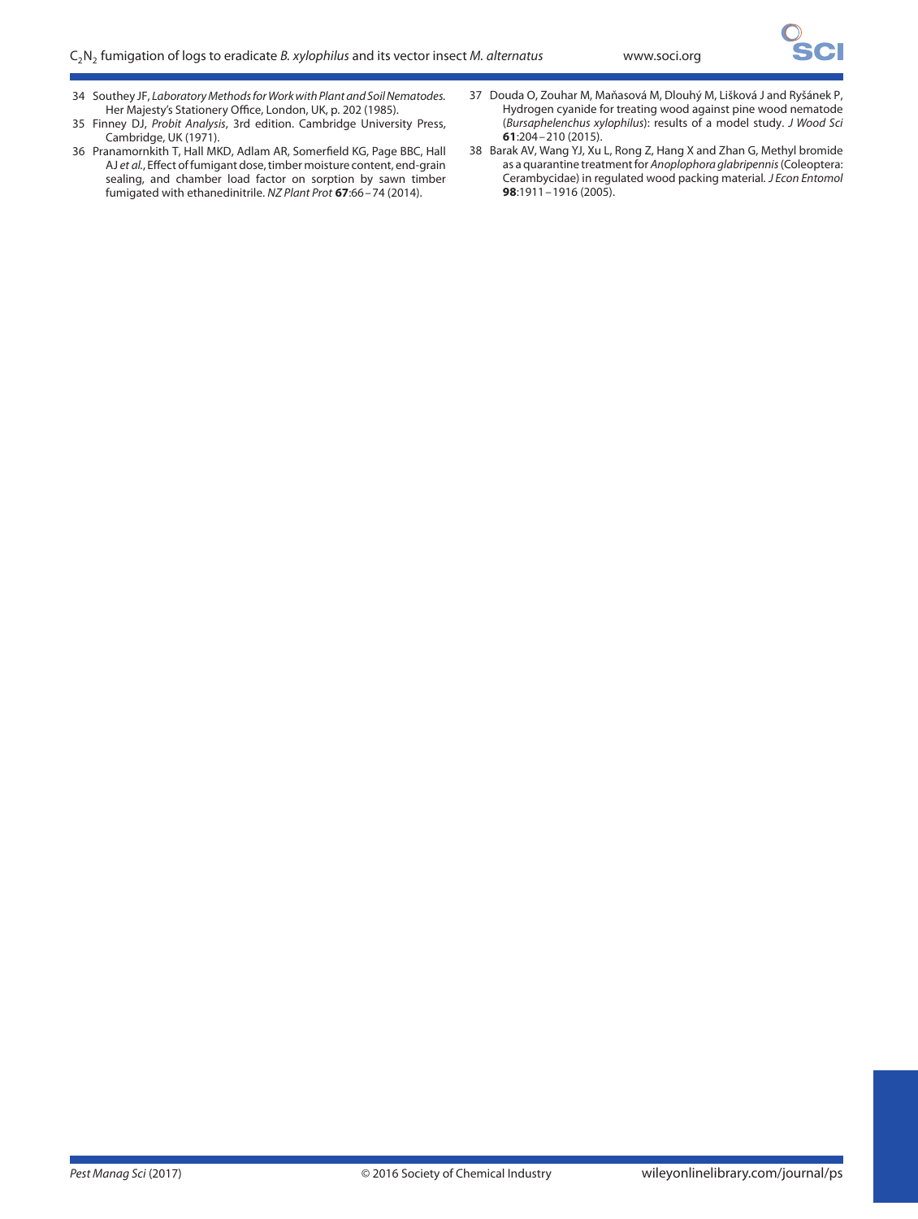34 Southey JF, *Laboratory Methods for Work with Plant and Soil Nematodes.* Her Majesty's Stationery Office, London, UK, p. 202 (1985).

35 Finney DJ, *Probit Analysis*, 3rd edition. Cambridge University Press, Cambridge, UK (1971).

36 Pranamornkith T, Hall MKD, Adlam AR, Somerfield KG, Page BBC, Hall AJ *et al.*, Effect of fumigant dose, timber moisture content, end-grain sealing, and chamber load factor on sorption by sawn timber fumigated with ethanedinitrile. *NZ Plant Prot* **67**:66–74 (2014).

37 Douda O, Zouhar M, Maňasová M, Dlouhý M, Lišková J and Ryšánek P, Hydrogen cyanide for treating wood against pine wood nematode (*Bursaphelenchus xylophilus*): results of a model study. *J Wood Sci* **61**:204–210 (2015).

38 Barak AV, Wang YJ, Xu L, Rong Z, Hang X and Zhan G, Methyl bromide as a quarantine treatment for *Anoplophora glabripennis* (Coleoptera: Cerambycidae) in regulated wood packing material. *J Econ Entomol* **98**:1911–1916 (2005).